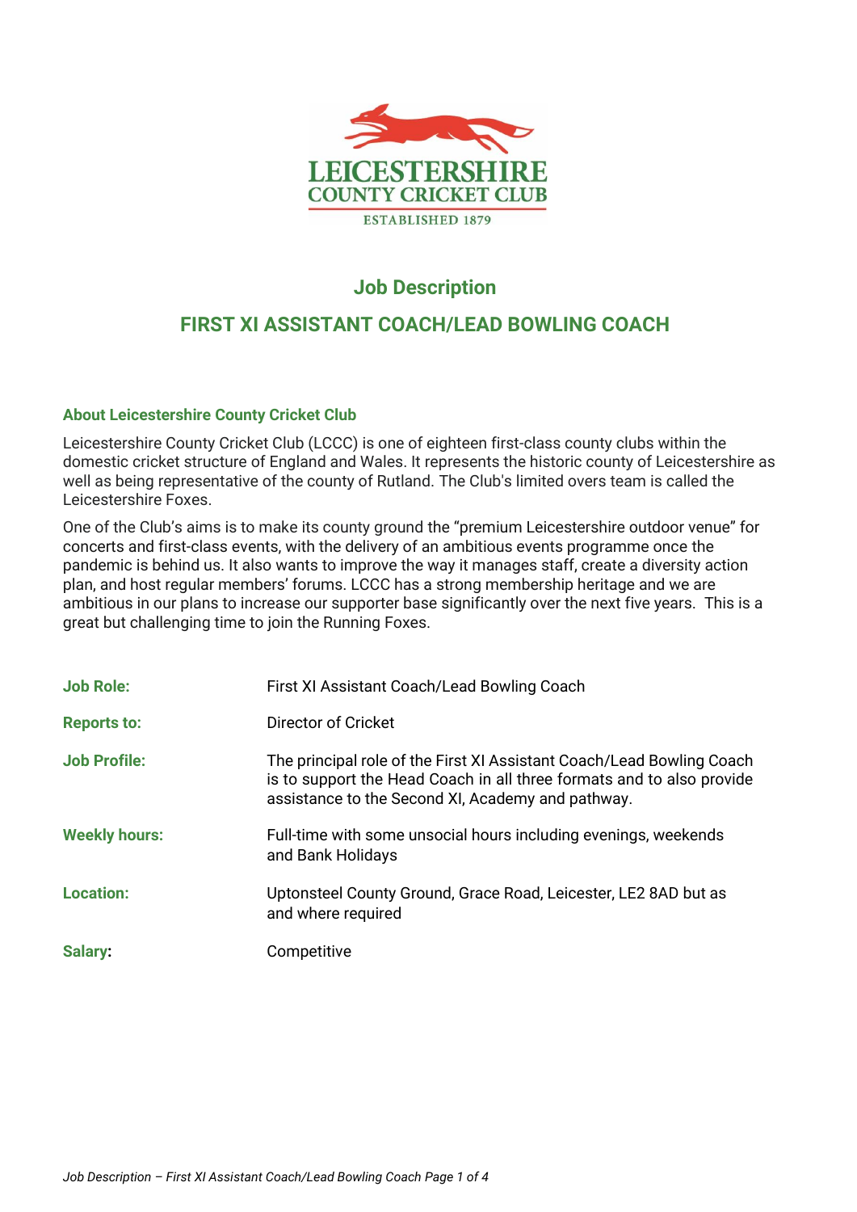# Job Description

## FIRST XI ASSISTANT COACH/LEAD BOWLING COACH

### About Leicestershire County Cricket Club

Leicestershire County Cricket Club (LCCC) is one of eighteen first-class county clubs within the domestic cricket structure of England and Wales. It represents the historic county of Leicestershire as well as being representative of the county of Rutland. The Club's limited overs team is called the Leicestershire Foxes.

One of the Club's aims is to make its county ground the "premium Leicestershire outdoor venue" for concerts and first-class events, with the delivery of an ambitious events programme once the pandemic is behind us. It also wants to improve the way it manages staff, create a diversity action plan, and host regular members' forums. LCCC has a strong membership heritage and we are ambitious in our plans to increase our supporter base significantly over the next five years. This is a great but challenging time to join the Running Foxes.

| | |
|---|---|
| **Job Role:** | First XI Assistant Coach/Lead Bowling Coach |
| **Reports to:** | Director of Cricket |
| **Job Profile:** | The principal role of the First XI Assistant Coach/Lead Bowling Coach is to support the Head Coach in all three formats and to also provide assistance to the Second XI, Academy and pathway. |
| **Weekly hours:** | Full-time with some unsocial hours including evenings, weekends and Bank Holidays |
| **Location:** | Uptonsteel County Ground, Grace Road, Leicester, LE2 8AD but as and where required |
| **Salary:** | Competitive |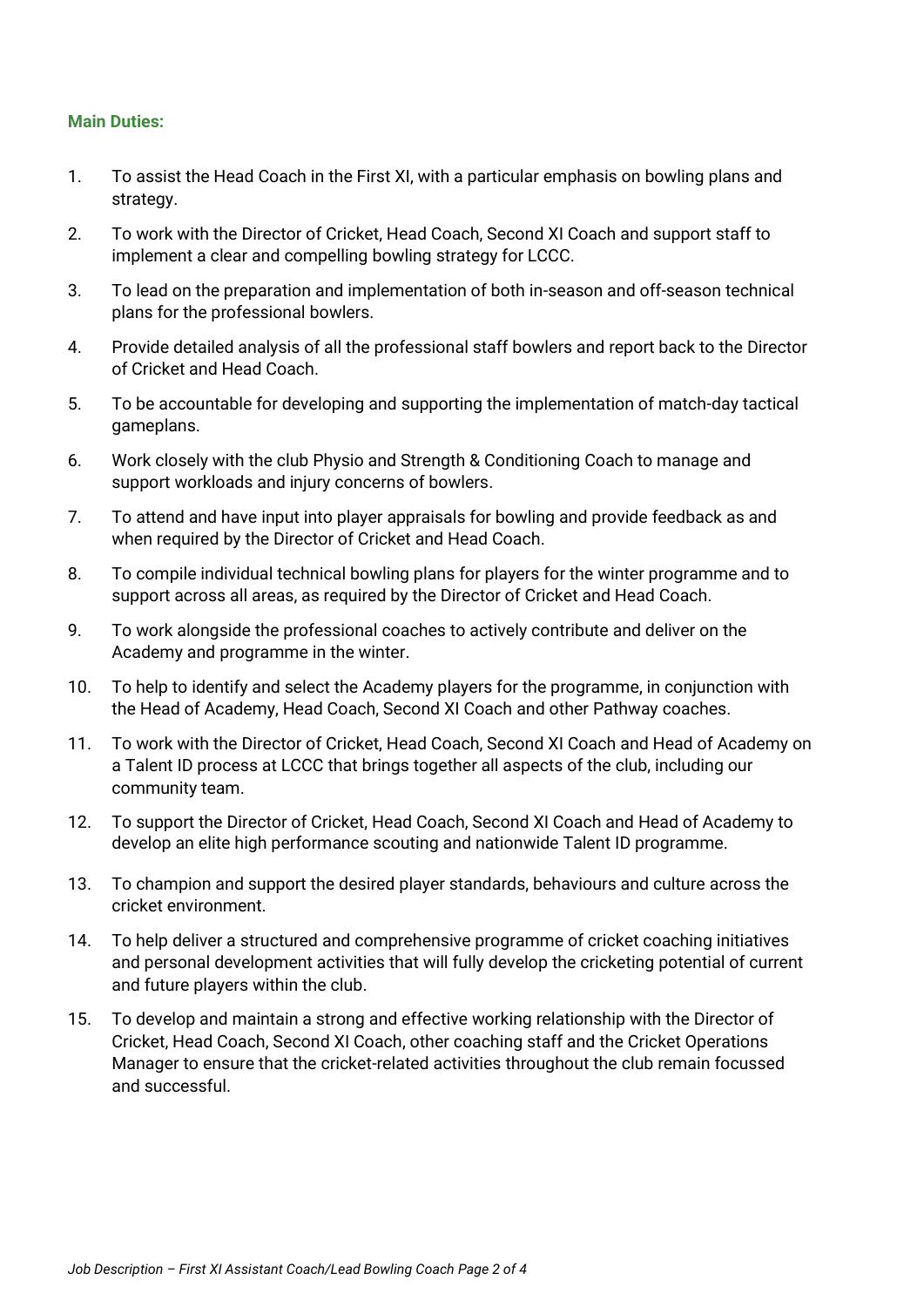**Main Duties:**

1. To assist the Head Coach in the First XI, with a particular emphasis on bowling plans and strategy.
2. To work with the Director of Cricket, Head Coach, Second XI Coach and support staff to implement a clear and compelling bowling strategy for LCCC.
3. To lead on the preparation and implementation of both in-season and off-season technical plans for the professional bowlers.
4. Provide detailed analysis of all the professional staff bowlers and report back to the Director of Cricket and Head Coach.
5. To be accountable for developing and supporting the implementation of match-day tactical gameplans.
6. Work closely with the club Physio and Strength & Conditioning Coach to manage and support workloads and injury concerns of bowlers.
7. To attend and have input into player appraisals for bowling and provide feedback as and when required by the Director of Cricket and Head Coach.
8. To compile individual technical bowling plans for players for the winter programme and to support across all areas, as required by the Director of Cricket and Head Coach.
9. To work alongside the professional coaches to actively contribute and deliver on the Academy and programme in the winter.
10. To help to identify and select the Academy players for the programme, in conjunction with the Head of Academy, Head Coach, Second XI Coach and other Pathway coaches.
11. To work with the Director of Cricket, Head Coach, Second XI Coach and Head of Academy on a Talent ID process at LCCC that brings together all aspects of the club, including our community team.
12. To support the Director of Cricket, Head Coach, Second XI Coach and Head of Academy to develop an elite high performance scouting and nationwide Talent ID programme.
13. To champion and support the desired player standards, behaviours and culture across the cricket environment.
14. To help deliver a structured and comprehensive programme of cricket coaching initiatives and personal development activities that will fully develop the cricketing potential of current and future players within the club.
15. To develop and maintain a strong and effective working relationship with the Director of Cricket, Head Coach, Second XI Coach, other coaching staff and the Cricket Operations Manager to ensure that the cricket-related activities throughout the club remain focussed and successful.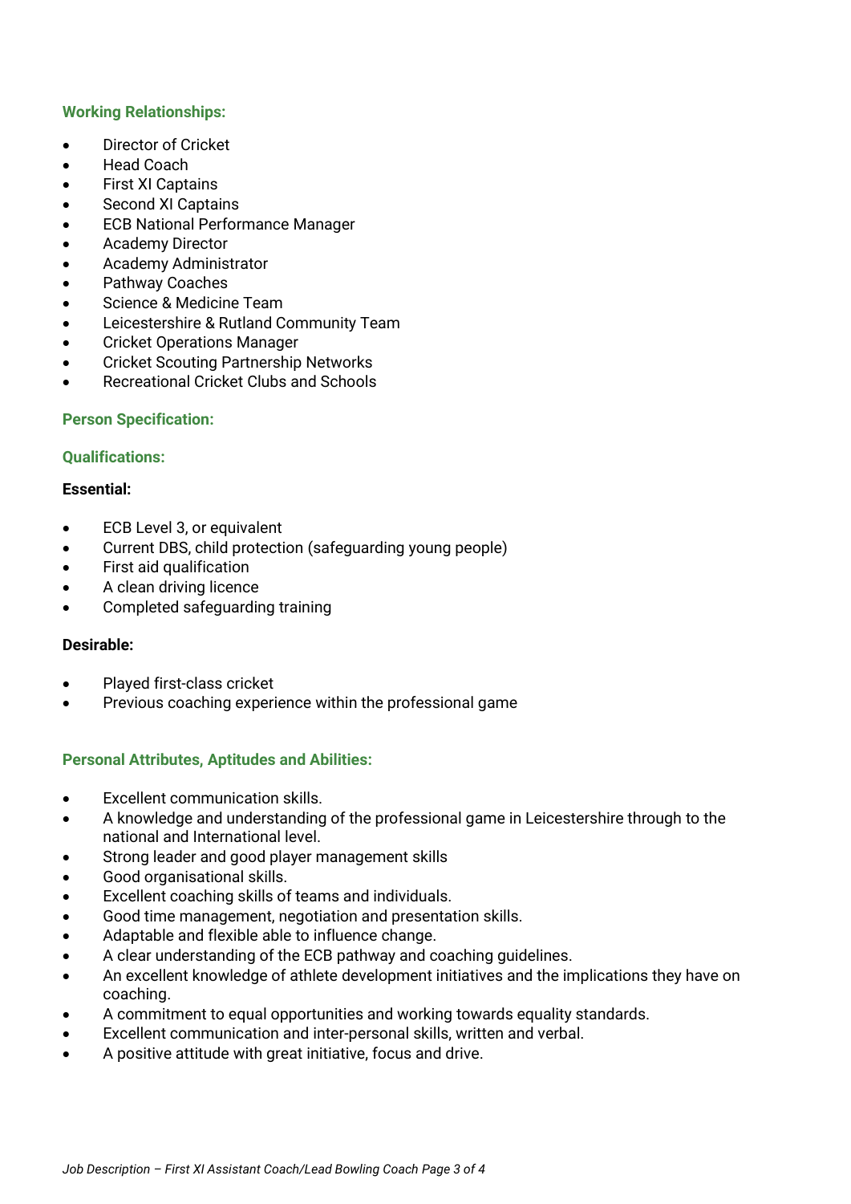### Working Relationships:

- Director of Cricket
- Head Coach
- First XI Captains
- Second XI Captains
- ECB National Performance Manager
- Academy Director
- Academy Administrator
- Pathway Coaches
- Science & Medicine Team
- Leicestershire & Rutland Community Team
- Cricket Operations Manager
- Cricket Scouting Partnership Networks
- Recreational Cricket Clubs and Schools

### Person Specification:

### Qualifications:

**Essential:**

- ECB Level 3, or equivalent
- Current DBS, child protection (safeguarding young people)
- First aid qualification
- A clean driving licence
- Completed safeguarding training

**Desirable:**

- Played first-class cricket
- Previous coaching experience within the professional game

### Personal Attributes, Aptitudes and Abilities:

- Excellent communication skills.
- A knowledge and understanding of the professional game in Leicestershire through to the national and International level.
- Strong leader and good player management skills
- Good organisational skills.
- Excellent coaching skills of teams and individuals.
- Good time management, negotiation and presentation skills.
- Adaptable and flexible able to influence change.
- A clear understanding of the ECB pathway and coaching guidelines.
- An excellent knowledge of athlete development initiatives and the implications they have on coaching.
- A commitment to equal opportunities and working towards equality standards.
- Excellent communication and inter-personal skills, written and verbal.
- A positive attitude with great initiative, focus and drive.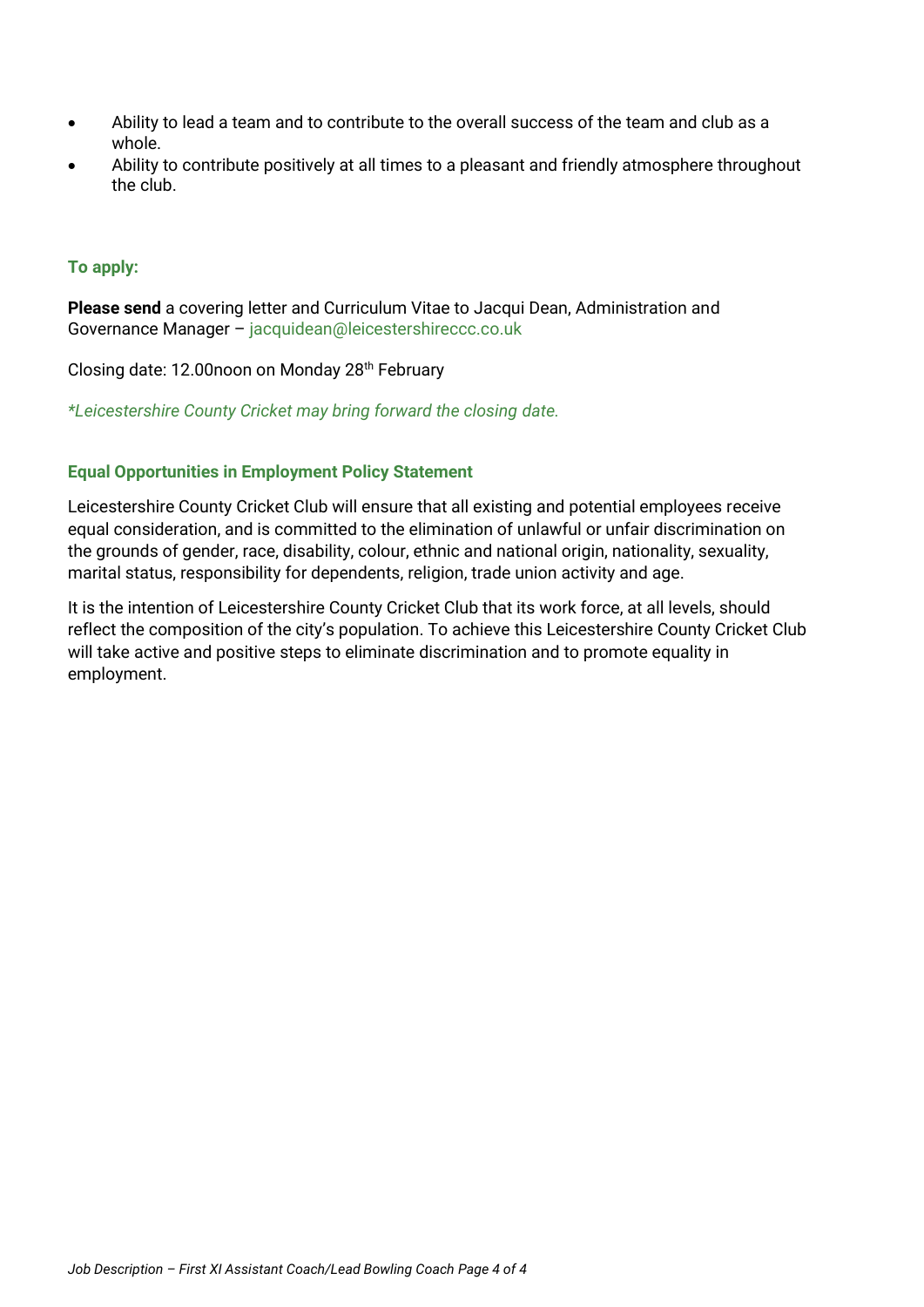- Ability to lead a team and to contribute to the overall success of the team and club as a whole.
- Ability to contribute positively at all times to a pleasant and friendly atmosphere throughout the club.

### To apply:

**Please send** a covering letter and Curriculum Vitae to Jacqui Dean, Administration and Governance Manager – jacquidean@leicestershireccc.co.uk

Closing date: 12.00noon on Monday 28th February

*\*Leicestershire County Cricket may bring forward the closing date.*

### Equal Opportunities in Employment Policy Statement

Leicestershire County Cricket Club will ensure that all existing and potential employees receive equal consideration, and is committed to the elimination of unlawful or unfair discrimination on the grounds of gender, race, disability, colour, ethnic and national origin, nationality, sexuality, marital status, responsibility for dependents, religion, trade union activity and age.

It is the intention of Leicestershire County Cricket Club that its work force, at all levels, should reflect the composition of the city's population. To achieve this Leicestershire County Cricket Club will take active and positive steps to eliminate discrimination and to promote equality in employment.